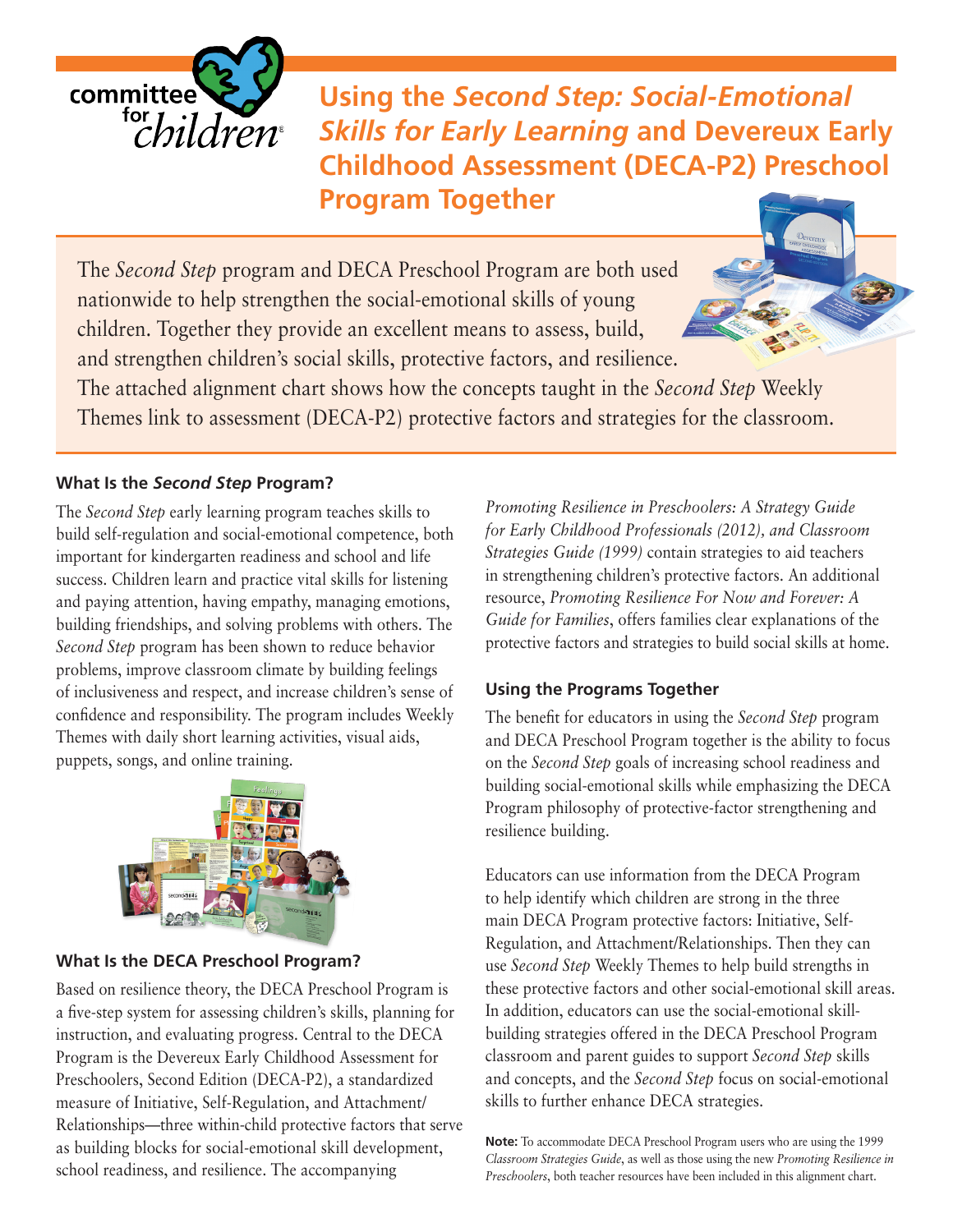# Using the *Second Step: Social-Emotional Skills for Early Learning* and Devereux Early Childhood Assessment (DECA-P2) Preschool Program Together

The *Second Step* program and DECA Preschool Program are both used nationwide to help strengthen the social-emotional skills of young children. Together they provide an excellent means to assess, build, and strengthen children's social skills, protective factors, and resilience. The attached alignment chart shows how the concepts taught in the *Second Step* Weekly Themes link to assessment (DECA-P2) protective factors and strategies for the classroom.

## What Is the *Second Step* Program?

The *Second Step* early learning program teaches skills to build self-regulation and social-emotional competence, both important for kindergarten readiness and school and life success. Children learn and practice vital skills for listening and paying attention, having empathy, managing emotions, building friendships, and solving problems with others. The *Second Step* program has been shown to reduce behavior problems, improve classroom climate by building feelings of inclusiveness and respect, and increase children's sense of confidence and responsibility. The program includes Weekly Themes with daily short learning activities, visual aids, puppets, songs, and online training.

## What Is the DECA Preschool Program?

Based on resilience theory, the DECA Preschool Program is a five-step system for assessing children's skills, planning for instruction, and evaluating progress. Central to the DECA Program is the Devereux Early Childhood Assessment for Preschoolers, Second Edition (DECA-P2), a standardized measure of Initiative, Self-Regulation, and Attachment/Relationships—three within-child protective factors that serve as building blocks for social-emotional skill development, school readiness, and resilience. The accompanying *Promoting Resilience in Preschoolers: A Strategy Guide for Early Childhood Professionals (2012), and Classroom Strategies Guide (1999)* contain strategies to aid teachers in strengthening children's protective factors. An additional resource, *Promoting Resilience For Now and Forever: A Guide for Families*, offers families clear explanations of the protective factors and strategies to build social skills at home.

## Using the Programs Together

The benefit for educators in using the *Second Step* program and DECA Preschool Program together is the ability to focus on the *Second Step* goals of increasing school readiness and building social-emotional skills while emphasizing the DECA Program philosophy of protective-factor strengthening and resilience building.

Educators can use information from the DECA Program to help identify which children are strong in the three main DECA Program protective factors: Initiative, Self-Regulation, and Attachment/Relationships. Then they can use *Second Step* Weekly Themes to help build strengths in these protective factors and other social-emotional skill areas. In addition, educators can use the social-emotional skill-building strategies offered in the DECA Preschool Program classroom and parent guides to support *Second Step* skills and concepts, and the *Second Step* focus on social-emotional skills to further enhance DECA strategies.

**Note:** To accommodate DECA Preschool Program users who are using the 1999 *Classroom Strategies Guide*, as well as those using the new *Promoting Resilience in Preschoolers*, both teacher resources have been included in this alignment chart.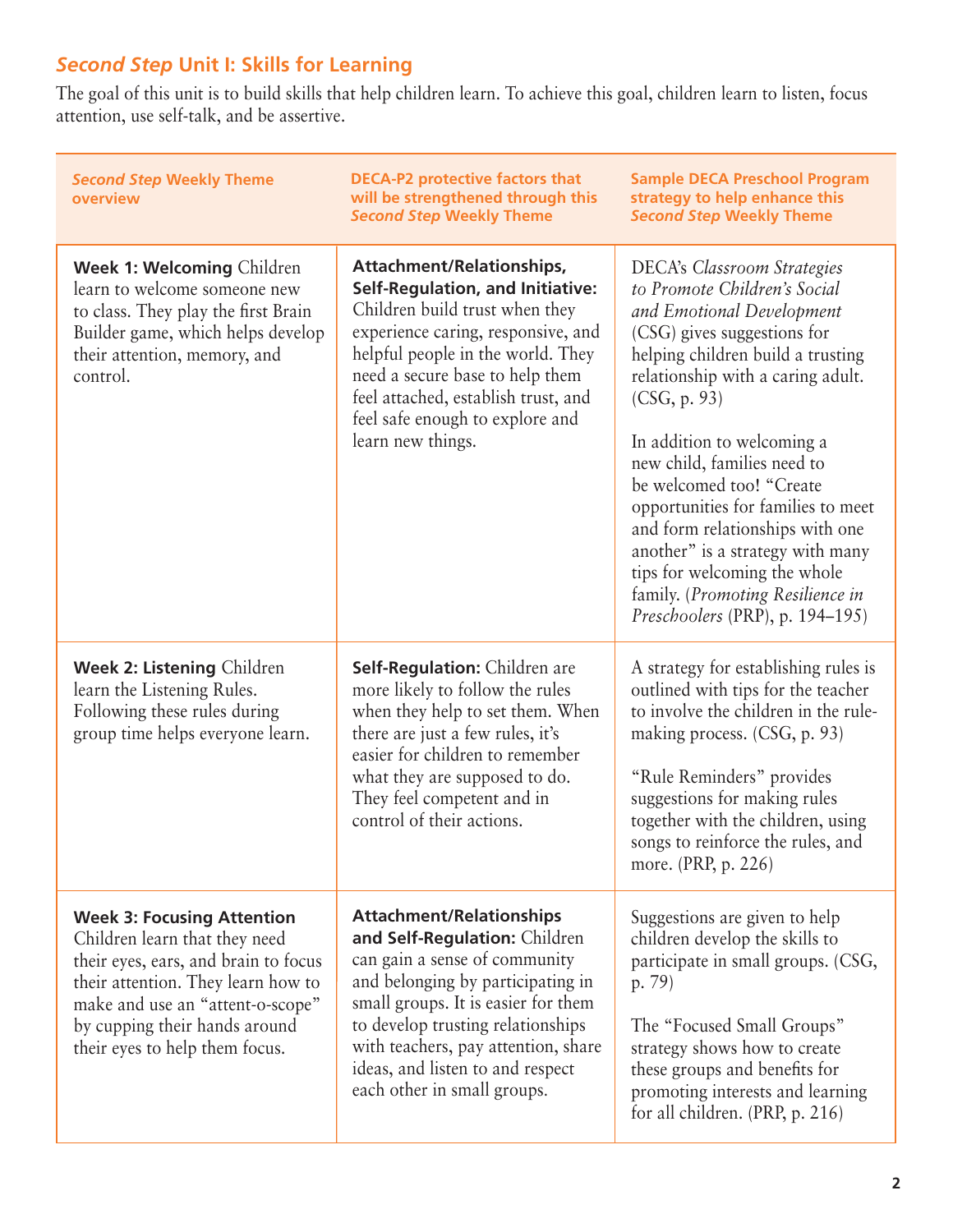## *Second Step* Unit I: Skills for Learning

The goal of this unit is to build skills that help children learn. To achieve this goal, children learn to listen, focus attention, use self-talk, and be assertive.

| *Second Step* Weekly Theme overview | DECA-P2 protective factors that will be strengthened through this *Second Step* Weekly Theme | Sample DECA Preschool Program strategy to help enhance this *Second Step* Weekly Theme |
|---|---|---|
| **Week 1: Welcoming** Children learn to welcome someone new to class. They play the first Brain Builder game, which helps develop their attention, memory, and control. | **Attachment/Relationships, Self-Regulation, and Initiative:** Children build trust when they experience caring, responsive, and helpful people in the world. They need a secure base to help them feel attached, establish trust, and feel safe enough to explore and learn new things. | DECA's *Classroom Strategies to Promote Children's Social and Emotional Development* (CSG) gives suggestions for helping children build a trusting relationship with a caring adult. (CSG, p. 93)<br><br>In addition to welcoming a new child, families need to be welcomed too! "Create opportunities for families to meet and form relationships with one another" is a strategy with many tips for welcoming the whole family. (*Promoting Resilience in Preschoolers* (PRP), p. 194–195) |
| **Week 2: Listening** Children learn the Listening Rules. Following these rules during group time helps everyone learn. | **Self-Regulation:** Children are more likely to follow the rules when they help to set them. When there are just a few rules, it's easier for children to remember what they are supposed to do. They feel competent and in control of their actions. | A strategy for establishing rules is outlined with tips for the teacher to involve the children in the rule-making process. (CSG, p. 93)<br><br>"Rule Reminders" provides suggestions for making rules together with the children, using songs to reinforce the rules, and more. (PRP, p. 226) |
| **Week 3: Focusing Attention** Children learn that they need their eyes, ears, and brain to focus their attention. They learn how to make and use an "attent-o-scope" by cupping their hands around their eyes to help them focus. | **Attachment/Relationships and Self-Regulation:** Children can gain a sense of community and belonging by participating in small groups. It is easier for them to develop trusting relationships with teachers, pay attention, share ideas, and listen to and respect each other in small groups. | Suggestions are given to help children develop the skills to participate in small groups. (CSG, p. 79)<br><br>The "Focused Small Groups" strategy shows how to create these groups and benefits for promoting interests and learning for all children. (PRP, p. 216) |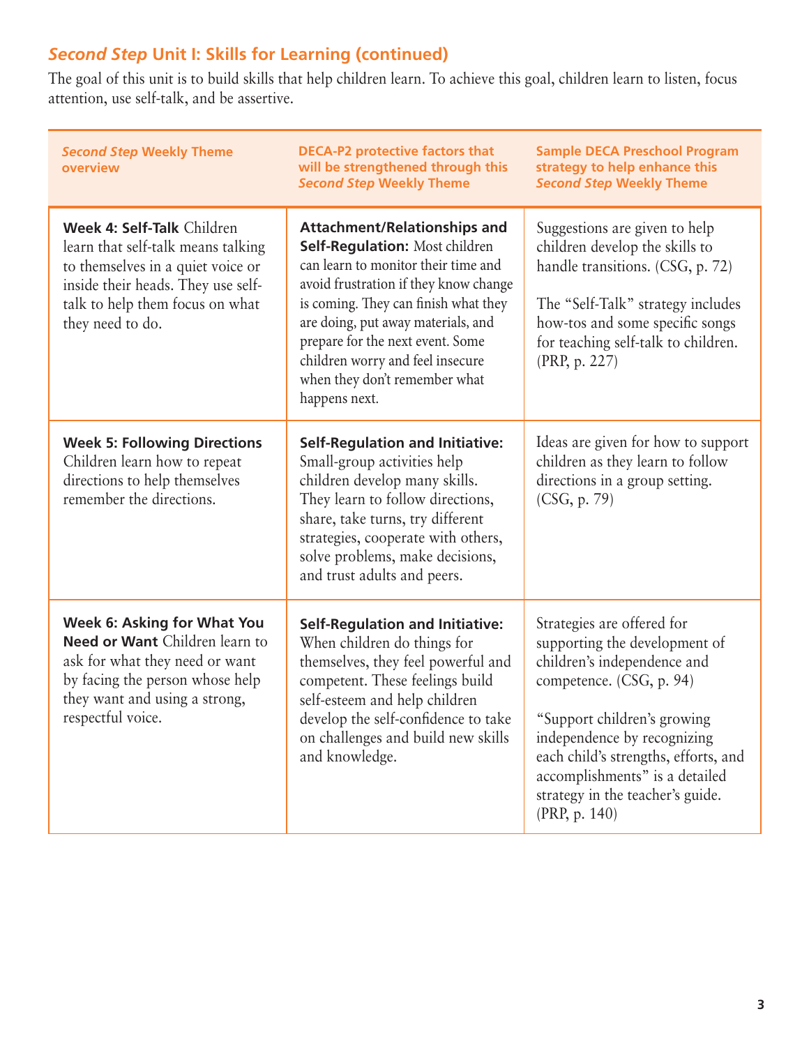## *Second Step* Unit I: Skills for Learning (continued)

The goal of this unit is to build skills that help children learn. To achieve this goal, children learn to listen, focus attention, use self-talk, and be assertive.

| *Second Step* Weekly Theme overview | DECA-P2 protective factors that will be strengthened through this *Second Step* Weekly Theme | Sample DECA Preschool Program strategy to help enhance this *Second Step* Weekly Theme |
|---|---|---|
| **Week 4: Self-Talk** Children learn that self-talk means talking to themselves in a quiet voice or inside their heads. They use self-talk to help them focus on what they need to do. | **Attachment/Relationships and Self-Regulation:** Most children can learn to monitor their time and avoid frustration if they know change is coming. They can finish what they are doing, put away materials, and prepare for the next event. Some children worry and feel insecure when they don't remember what happens next. | Suggestions are given to help children develop the skills to handle transitions. (CSG, p. 72)<br><br>The "Self-Talk" strategy includes how-tos and some specific songs for teaching self-talk to children. (PRP, p. 227) |
| **Week 5: Following Directions** Children learn how to repeat directions to help themselves remember the directions. | **Self-Regulation and Initiative:** Small-group activities help children develop many skills. They learn to follow directions, share, take turns, try different strategies, cooperate with others, solve problems, make decisions, and trust adults and peers. | Ideas are given for how to support children as they learn to follow directions in a group setting. (CSG, p. 79) |
| **Week 6: Asking for What You Need or Want** Children learn to ask for what they need or want by facing the person whose help they want and using a strong, respectful voice. | **Self-Regulation and Initiative:** When children do things for themselves, they feel powerful and competent. These feelings build self-esteem and help children develop the self-confidence to take on challenges and build new skills and knowledge. | Strategies are offered for supporting the development of children's independence and competence. (CSG, p. 94)<br><br>"Support children's growing independence by recognizing each child's strengths, efforts, and accomplishments" is a detailed strategy in the teacher's guide. (PRP, p. 140) |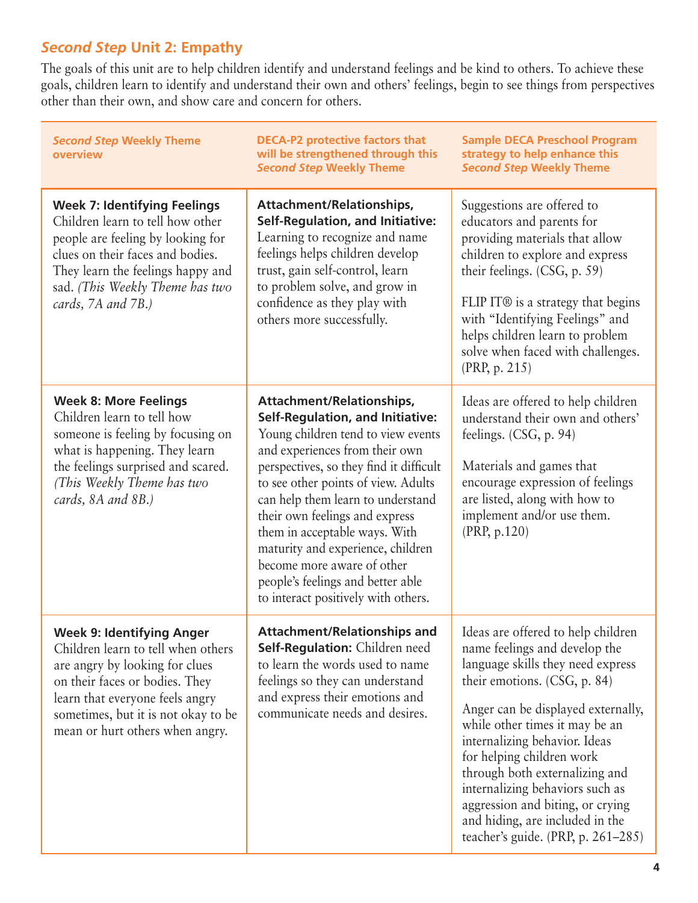## *Second Step* Unit 2: Empathy

The goals of this unit are to help children identify and understand feelings and be kind to others. To achieve these goals, children learn to identify and understand their own and others' feelings, begin to see things from perspectives other than their own, and show care and concern for others.

| *Second Step* Weekly Theme overview | DECA-P2 protective factors that will be strengthened through this *Second Step* Weekly Theme | Sample DECA Preschool Program strategy to help enhance this *Second Step* Weekly Theme |
|---|---|---|
| **Week 7: Identifying Feelings** Children learn to tell how other people are feeling by looking for clues on their faces and bodies. They learn the feelings happy and sad. *(This Weekly Theme has two cards, 7A and 7B.)* | **Attachment/Relationships, Self-Regulation, and Initiative:** Learning to recognize and name feelings helps children develop trust, gain self-control, learn to problem solve, and grow in confidence as they play with others more successfully. | Suggestions are offered to educators and parents for providing materials that allow children to explore and express their feelings. (CSG, p. 59)<br><br>FLIP IT® is a strategy that begins with "Identifying Feelings" and helps children learn to problem solve when faced with challenges. (PRP, p. 215) |
| **Week 8: More Feelings** Children learn to tell how someone is feeling by focusing on what is happening. They learn the feelings surprised and scared. *(This Weekly Theme has two cards, 8A and 8B.)* | **Attachment/Relationships, Self-Regulation, and Initiative:** Young children tend to view events and experiences from their own perspectives, so they find it difficult to see other points of view. Adults can help them learn to understand their own feelings and express them in acceptable ways. With maturity and experience, children become more aware of other people's feelings and better able to interact positively with others. | Ideas are offered to help children understand their own and others' feelings. (CSG, p. 94)<br><br>Materials and games that encourage expression of feelings are listed, along with how to implement and/or use them. (PRP, p.120) |
| **Week 9: Identifying Anger** Children learn to tell when others are angry by looking for clues on their faces or bodies. They learn that everyone feels angry sometimes, but it is not okay to be mean or hurt others when angry. | **Attachment/Relationships and Self-Regulation:** Children need to learn the words used to name feelings so they can understand and express their emotions and communicate needs and desires. | Ideas are offered to help children name feelings and develop the language skills they need express their emotions. (CSG, p. 84)<br><br>Anger can be displayed externally, while other times it may be an internalizing behavior. Ideas for helping children work through both externalizing and internalizing behaviors such as aggression and biting, or crying and hiding, are included in the teacher's guide. (PRP, p. 261–285) |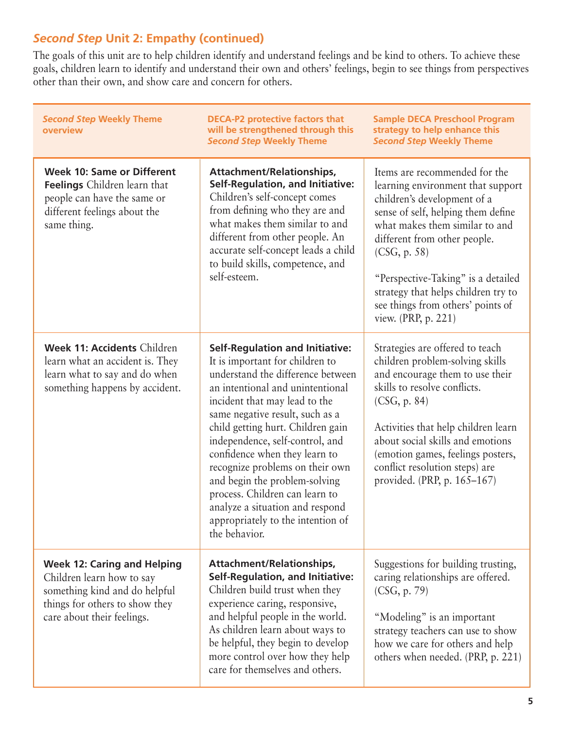## *Second Step* Unit 2: Empathy (continued)

The goals of this unit are to help children identify and understand feelings and be kind to others. To achieve these goals, children learn to identify and understand their own and others' feelings, begin to see things from perspectives other than their own, and show care and concern for others.

| *Second Step* Weekly Theme overview | DECA-P2 protective factors that will be strengthened through this *Second Step* Weekly Theme | Sample DECA Preschool Program strategy to help enhance this *Second Step* Weekly Theme |
|---|---|---|
| **Week 10: Same or Different Feelings** Children learn that people can have the same or different feelings about the same thing. | **Attachment/Relationships, Self-Regulation, and Initiative:** Children's self-concept comes from defining who they are and what makes them similar to and different from other people. An accurate self-concept leads a child to build skills, competence, and self-esteem. | Items are recommended for the learning environment that support children's development of a sense of self, helping them define what makes them similar to and different from other people. (CSG, p. 58)<br><br>"Perspective-Taking" is a detailed strategy that helps children try to see things from others' points of view. (PRP, p. 221) |
| **Week 11: Accidents** Children learn what an accident is. They learn what to say and do when something happens by accident. | **Self-Regulation and Initiative:** It is important for children to understand the difference between an intentional and unintentional incident that may lead to the same negative result, such as a child getting hurt. Children gain independence, self-control, and confidence when they learn to recognize problems on their own and begin the problem-solving process. Children can learn to analyze a situation and respond appropriately to the intention of the behavior. | Strategies are offered to teach children problem-solving skills and encourage them to use their skills to resolve conflicts. (CSG, p. 84)<br><br>Activities that help children learn about social skills and emotions (emotion games, feelings posters, conflict resolution steps) are provided. (PRP, p. 165–167) |
| **Week 12: Caring and Helping** Children learn how to say something kind and do helpful things for others to show they care about their feelings. | **Attachment/Relationships, Self-Regulation, and Initiative:** Children build trust when they experience caring, responsive, and helpful people in the world. As children learn about ways to be helpful, they begin to develop more control over how they help care for themselves and others. | Suggestions for building trusting, caring relationships are offered. (CSG, p. 79)<br><br>"Modeling" is an important strategy teachers can use to show how we care for others and help others when needed. (PRP, p. 221) |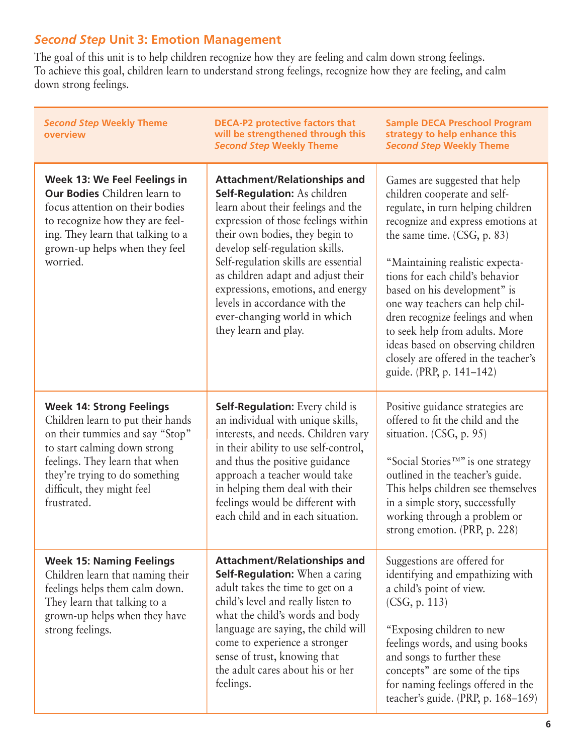## *Second Step* Unit 3: Emotion Management

The goal of this unit is to help children recognize how they are feeling and calm down strong feelings. To achieve this goal, children learn to understand strong feelings, recognize how they are feeling, and calm down strong feelings.

| *Second Step* Weekly Theme overview | DECA-P2 protective factors that will be strengthened through this *Second Step* Weekly Theme | Sample DECA Preschool Program strategy to help enhance this *Second Step* Weekly Theme |
|---|---|---|
| **Week 13: We Feel Feelings in Our Bodies** Children learn to focus attention on their bodies to recognize how they are feeling. They learn that talking to a grown-up helps when they feel worried. | **Attachment/Relationships and Self-Regulation:** As children learn about their feelings and the expression of those feelings within their own bodies, they begin to develop self-regulation skills. Self-regulation skills are essential as children adapt and adjust their expressions, emotions, and energy levels in accordance with the ever-changing world in which they learn and play. | Games are suggested that help children cooperate and self-regulate, in turn helping children recognize and express emotions at the same time. (CSG, p. 83)<br><br>"Maintaining realistic expectations for each child's behavior based on his development" is one way teachers can help children recognize feelings and when to seek help from adults. More ideas based on observing children closely are offered in the teacher's guide. (PRP, p. 141–142) |
| **Week 14: Strong Feelings** Children learn to put their hands on their tummies and say "Stop" to start calming down strong feelings. They learn that when they're trying to do something difficult, they might feel frustrated. | **Self-Regulation:** Every child is an individual with unique skills, interests, and needs. Children vary in their ability to use self-control, and thus the positive guidance approach a teacher would take in helping them deal with their feelings would be different with each child and in each situation. | Positive guidance strategies are offered to fit the child and the situation. (CSG, p. 95)<br><br>"Social Stories™" is one strategy outlined in the teacher's guide. This helps children see themselves in a simple story, successfully working through a problem or strong emotion. (PRP, p. 228) |
| **Week 15: Naming Feelings** Children learn that naming their feelings helps them calm down. They learn that talking to a grown-up helps when they have strong feelings. | **Attachment/Relationships and Self-Regulation:** When a caring adult takes the time to get on a child's level and really listen to what the child's words and body language are saying, the child will come to experience a stronger sense of trust, knowing that the adult cares about his or her feelings. | Suggestions are offered for identifying and empathizing with a child's point of view. (CSG, p. 113)<br><br>"Exposing children to new feelings words, and using books and songs to further these concepts" are some of the tips for naming feelings offered in the teacher's guide. (PRP, p. 168–169) |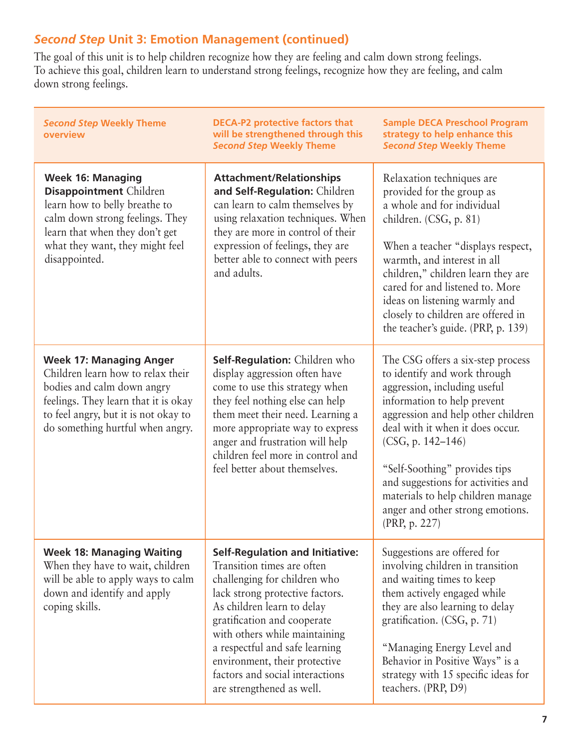## *Second Step* Unit 3: Emotion Management (continued)

The goal of this unit is to help children recognize how they are feeling and calm down strong feelings. To achieve this goal, children learn to understand strong feelings, recognize how they are feeling, and calm down strong feelings.

| *Second Step* Weekly Theme overview | DECA-P2 protective factors that will be strengthened through this *Second Step* Weekly Theme | Sample DECA Preschool Program strategy to help enhance this *Second Step* Weekly Theme |
|---|---|---|
| **Week 16: Managing Disappointment** Children learn how to belly breathe to calm down strong feelings. They learn that when they don't get what they want, they might feel disappointed. | **Attachment/Relationships and Self-Regulation:** Children can learn to calm themselves by using relaxation techniques. When they are more in control of their expression of feelings, they are better able to connect with peers and adults. | Relaxation techniques are provided for the group as a whole and for individual children. (CSG, p. 81)<br><br>When a teacher "displays respect, warmth, and interest in all children," children learn they are cared for and listened to. More ideas on listening warmly and closely to children are offered in the teacher's guide. (PRP, p. 139) |
| **Week 17: Managing Anger** Children learn how to relax their bodies and calm down angry feelings. They learn that it is okay to feel angry, but it is not okay to do something hurtful when angry. | **Self-Regulation:** Children who display aggression often have come to use this strategy when they feel nothing else can help them meet their need. Learning a more appropriate way to express anger and frustration will help children feel more in control and feel better about themselves. | The CSG offers a six-step process to identify and work through aggression, including useful information to help prevent aggression and help other children deal with it when it does occur. (CSG, p. 142–146)<br><br>"Self-Soothing" provides tips and suggestions for activities and materials to help children manage anger and other strong emotions. (PRP, p. 227) |
| **Week 18: Managing Waiting** When they have to wait, children will be able to apply ways to calm down and identify and apply coping skills. | **Self-Regulation and Initiative:** Transition times are often challenging for children who lack strong protective factors. As children learn to delay gratification and cooperate with others while maintaining a respectful and safe learning environment, their protective factors and social interactions are strengthened as well. | Suggestions are offered for involving children in transition and waiting times to keep them actively engaged while they are also learning to delay gratification. (CSG, p. 71)<br><br>"Managing Energy Level and Behavior in Positive Ways" is a strategy with 15 specific ideas for teachers. (PRP, D9) |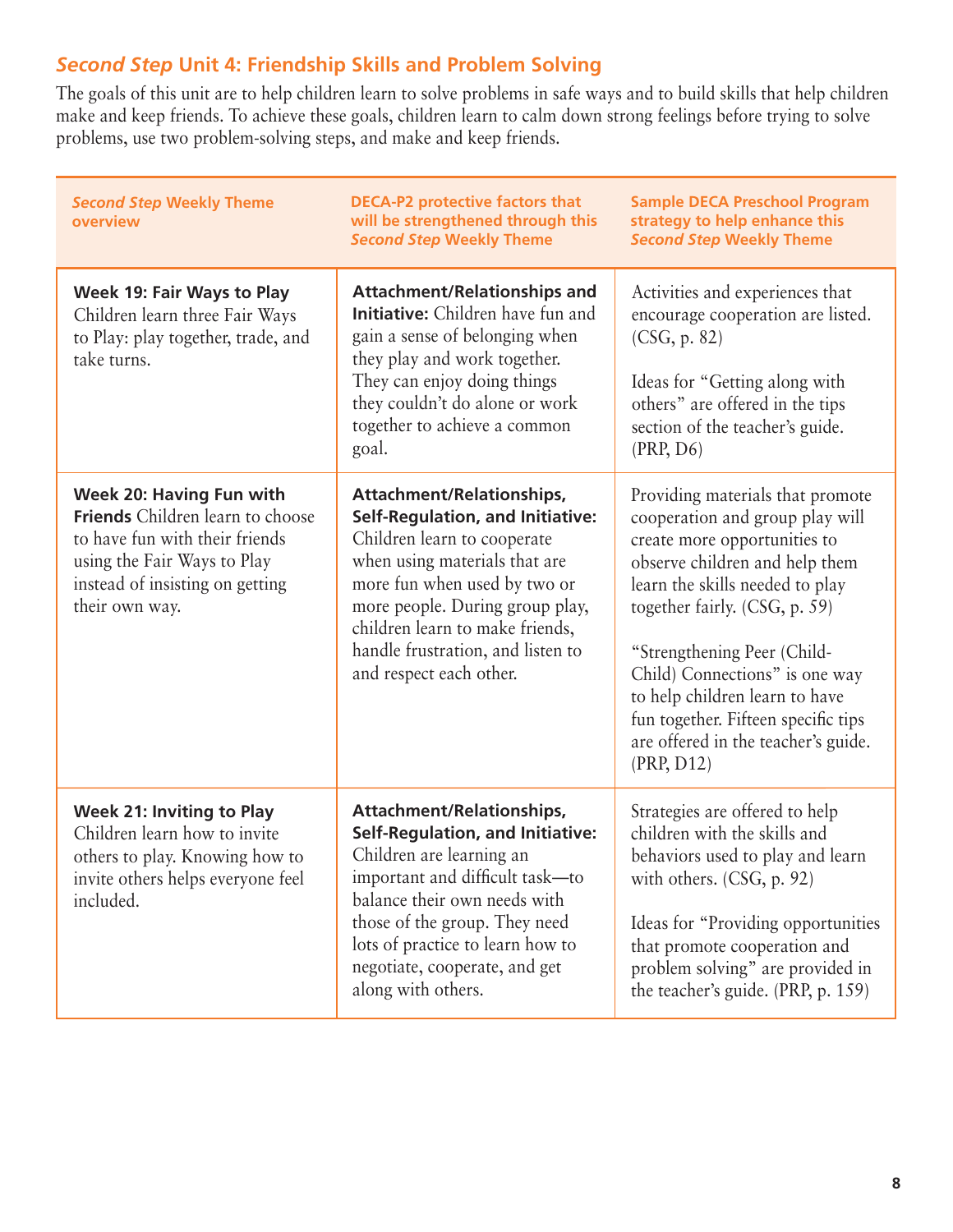## *Second Step* Unit 4: Friendship Skills and Problem Solving

The goals of this unit are to help children learn to solve problems in safe ways and to build skills that help children make and keep friends. To achieve these goals, children learn to calm down strong feelings before trying to solve problems, use two problem-solving steps, and make and keep friends.

| *Second Step* Weekly Theme overview | DECA-P2 protective factors that will be strengthened through this *Second Step* Weekly Theme | Sample DECA Preschool Program strategy to help enhance this *Second Step* Weekly Theme |
|---|---|---|
| **Week 19: Fair Ways to Play** Children learn three Fair Ways to Play: play together, trade, and take turns. | **Attachment/Relationships and Initiative:** Children have fun and gain a sense of belonging when they play and work together. They can enjoy doing things they couldn't do alone or work together to achieve a common goal. | Activities and experiences that encourage cooperation are listed. (CSG, p. 82)<br><br>Ideas for "Getting along with others" are offered in the tips section of the teacher's guide. (PRP, D6) |
| **Week 20: Having Fun with Friends** Children learn to choose to have fun with their friends using the Fair Ways to Play instead of insisting on getting their own way. | **Attachment/Relationships, Self-Regulation, and Initiative:** Children learn to cooperate when using materials that are more fun when used by two or more people. During group play, children learn to make friends, handle frustration, and listen to and respect each other. | Providing materials that promote cooperation and group play will create more opportunities to observe children and help them learn the skills needed to play together fairly. (CSG, p. 59)<br><br>"Strengthening Peer (Child-Child) Connections" is one way to help children learn to have fun together. Fifteen specific tips are offered in the teacher's guide. (PRP, D12) |
| **Week 21: Inviting to Play** Children learn how to invite others to play. Knowing how to invite others helps everyone feel included. | **Attachment/Relationships, Self-Regulation, and Initiative:** Children are learning an important and difficult task—to balance their own needs with those of the group. They need lots of practice to learn how to negotiate, cooperate, and get along with others. | Strategies are offered to help children with the skills and behaviors used to play and learn with others. (CSG, p. 92)<br><br>Ideas for "Providing opportunities that promote cooperation and problem solving" are provided in the teacher's guide. (PRP, p. 159) |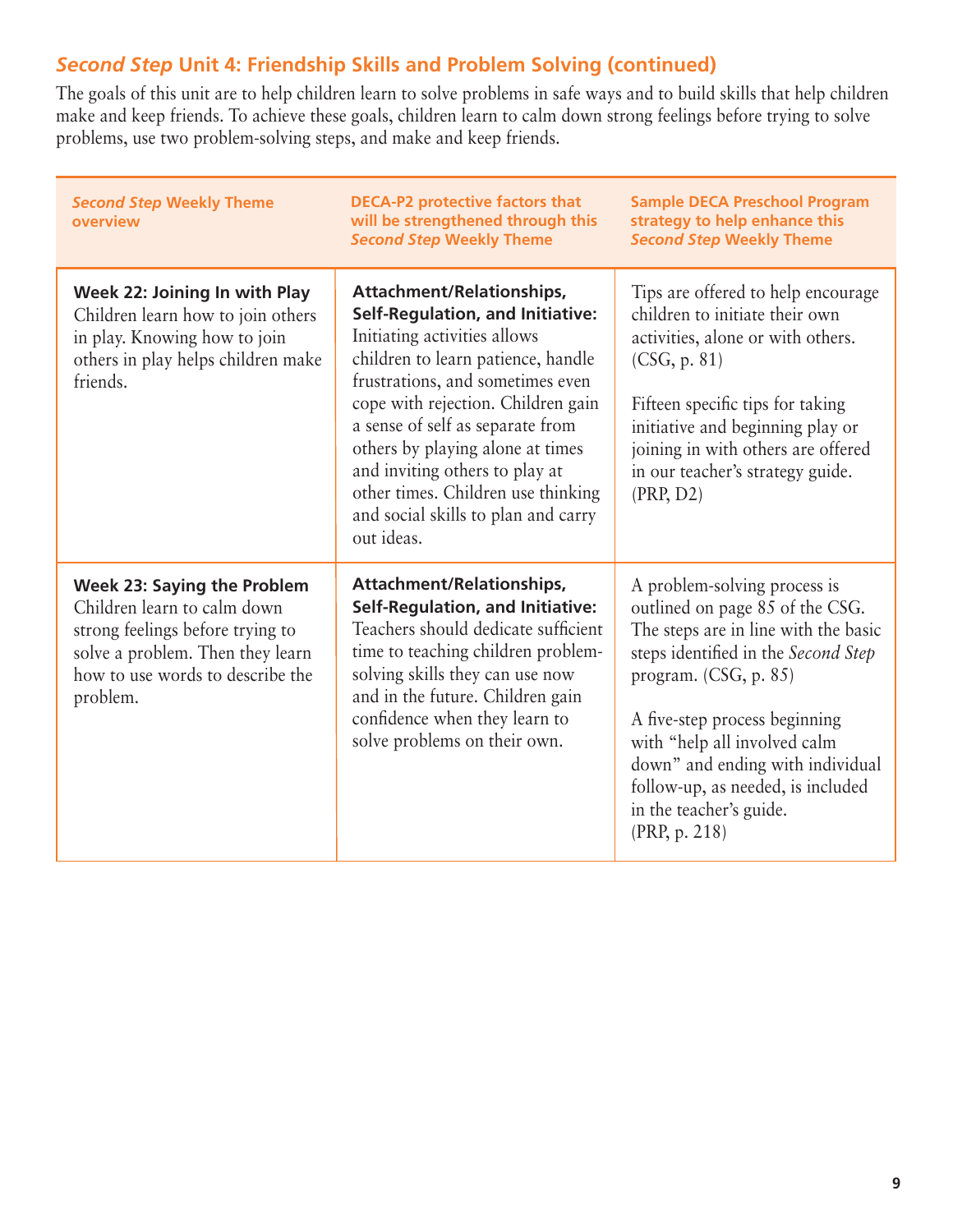## *Second Step* Unit 4: Friendship Skills and Problem Solving (continued)

The goals of this unit are to help children learn to solve problems in safe ways and to build skills that help children make and keep friends. To achieve these goals, children learn to calm down strong feelings before trying to solve problems, use two problem-solving steps, and make and keep friends.

| *Second Step* Weekly Theme overview | DECA-P2 protective factors that will be strengthened through this *Second Step* Weekly Theme | Sample DECA Preschool Program strategy to help enhance this *Second Step* Weekly Theme |
|---|---|---|
| **Week 22: Joining In with Play** Children learn how to join others in play. Knowing how to join others in play helps children make friends. | **Attachment/Relationships, Self-Regulation, and Initiative:** Initiating activities allows children to learn patience, handle frustrations, and sometimes even cope with rejection. Children gain a sense of self as separate from others by playing alone at times and inviting others to play at other times. Children use thinking and social skills to plan and carry out ideas. | Tips are offered to help encourage children to initiate their own activities, alone or with others. (CSG, p. 81)<br><br>Fifteen specific tips for taking initiative and beginning play or joining in with others are offered in our teacher's strategy guide. (PRP, D2) |
| **Week 23: Saying the Problem** Children learn to calm down strong feelings before trying to solve a problem. Then they learn how to use words to describe the problem. | **Attachment/Relationships, Self-Regulation, and Initiative:** Teachers should dedicate sufficient time to teaching children problem-solving skills they can use now and in the future. Children gain confidence when they learn to solve problems on their own. | A problem-solving process is outlined on page 85 of the CSG. The steps are in line with the basic steps identified in the *Second Step* program. (CSG, p. 85)<br><br>A five-step process beginning with "help all involved calm down" and ending with individual follow-up, as needed, is included in the teacher's guide. (PRP, p. 218) |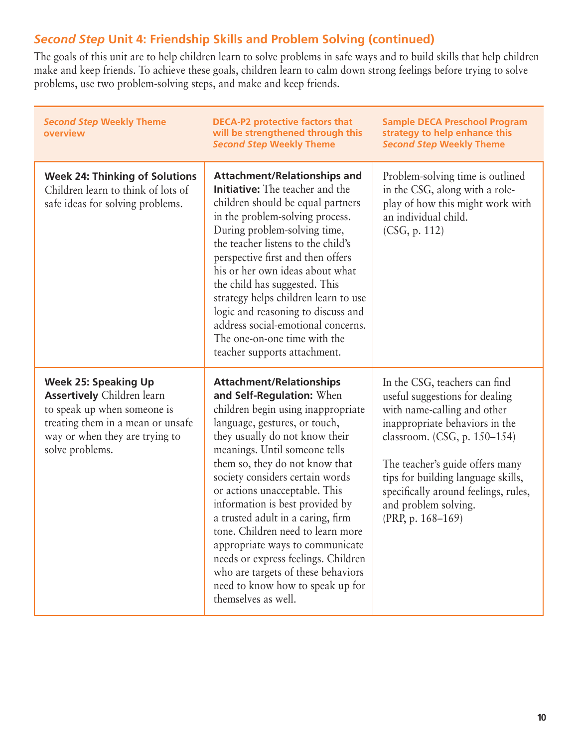## *Second Step* Unit 4: Friendship Skills and Problem Solving (continued)

The goals of this unit are to help children learn to solve problems in safe ways and to build skills that help children make and keep friends. To achieve these goals, children learn to calm down strong feelings before trying to solve problems, use two problem-solving steps, and make and keep friends.

| *Second Step* Weekly Theme overview | DECA-P2 protective factors that will be strengthened through this *Second Step* Weekly Theme | Sample DECA Preschool Program strategy to help enhance this *Second Step* Weekly Theme |
|---|---|---|
| **Week 24: Thinking of Solutions** Children learn to think of lots of safe ideas for solving problems. | **Attachment/Relationships and Initiative:** The teacher and the children should be equal partners in the problem-solving process. During problem-solving time, the teacher listens to the child's perspective first and then offers his or her own ideas about what the child has suggested. This strategy helps children learn to use logic and reasoning to discuss and address social-emotional concerns. The one-on-one time with the teacher supports attachment. | Problem-solving time is outlined in the CSG, along with a role-play of how this might work with an individual child. (CSG, p. 112) |
| **Week 25: Speaking Up Assertively** Children learn to speak up when someone is treating them in a mean or unsafe way or when they are trying to solve problems. | **Attachment/Relationships and Self-Regulation:** When children begin using inappropriate language, gestures, or touch, they usually do not know their meanings. Until someone tells them so, they do not know that society considers certain words or actions unacceptable. This information is best provided by a trusted adult in a caring, firm tone. Children need to learn more appropriate ways to communicate needs or express feelings. Children who are targets of these behaviors need to know how to speak up for themselves as well. | In the CSG, teachers can find useful suggestions for dealing with name-calling and other inappropriate behaviors in the classroom. (CSG, p. 150–154)<br><br>The teacher's guide offers many tips for building language skills, specifically around feelings, rules, and problem solving. (PRP, p. 168–169) |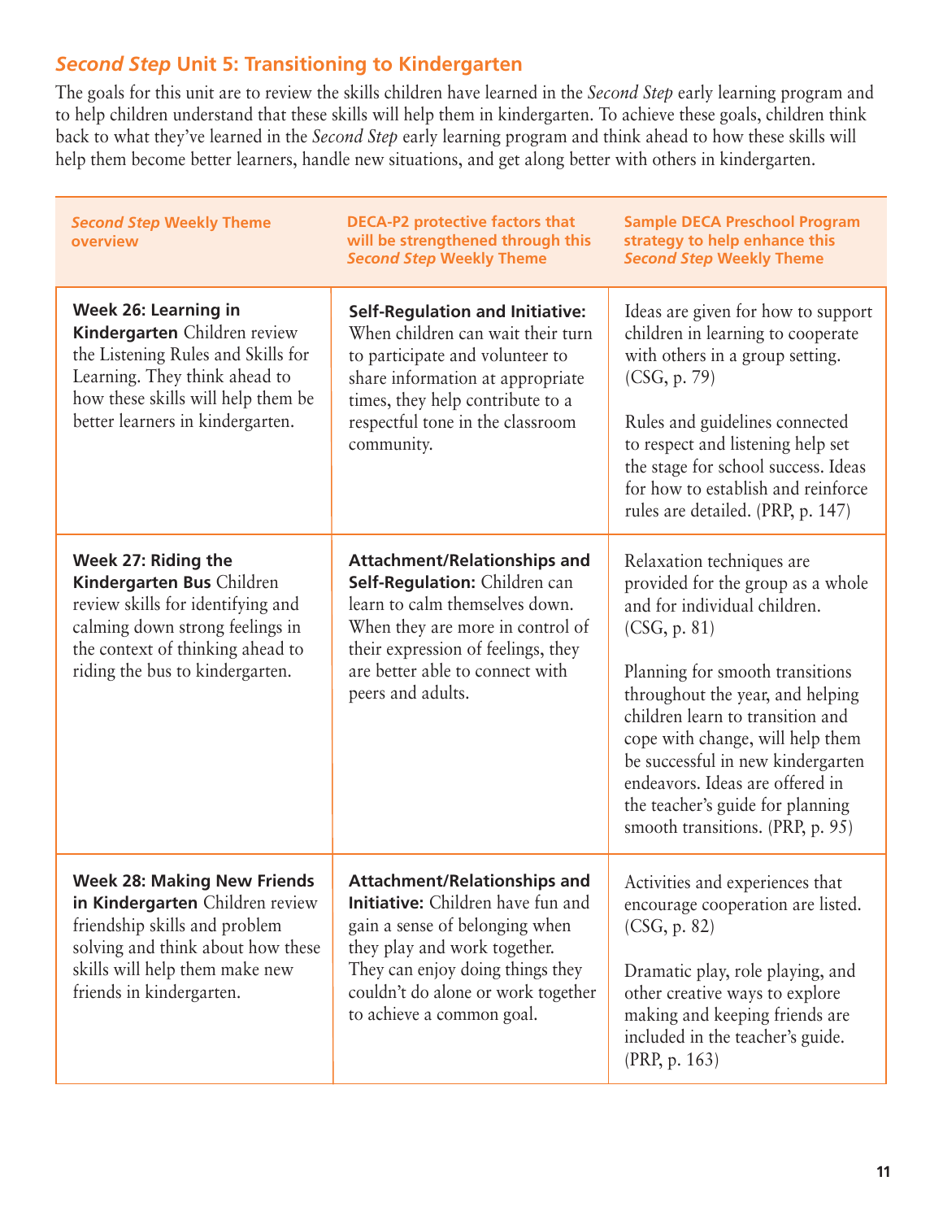## *Second Step* Unit 5: Transitioning to Kindergarten

The goals for this unit are to review the skills children have learned in the *Second Step* early learning program and to help children understand that these skills will help them in kindergarten. To achieve these goals, children think back to what they've learned in the *Second Step* early learning program and think ahead to how these skills will help them become better learners, handle new situations, and get along better with others in kindergarten.

| *Second Step* Weekly Theme overview | DECA-P2 protective factors that will be strengthened through this *Second Step* Weekly Theme | Sample DECA Preschool Program strategy to help enhance this *Second Step* Weekly Theme |
|---|---|---|
| **Week 26: Learning in Kindergarten** Children review the Listening Rules and Skills for Learning. They think ahead to how these skills will help them be better learners in kindergarten. | **Self-Regulation and Initiative:** When children can wait their turn to participate and volunteer to share information at appropriate times, they help contribute to a respectful tone in the classroom community. | Ideas are given for how to support children in learning to cooperate with others in a group setting. (CSG, p. 79)<br><br>Rules and guidelines connected to respect and listening help set the stage for school success. Ideas for how to establish and reinforce rules are detailed. (PRP, p. 147) |
| **Week 27: Riding the Kindergarten Bus** Children review skills for identifying and calming down strong feelings in the context of thinking ahead to riding the bus to kindergarten. | **Attachment/Relationships and Self-Regulation:** Children can learn to calm themselves down. When they are more in control of their expression of feelings, they are better able to connect with peers and adults. | Relaxation techniques are provided for the group as a whole and for individual children. (CSG, p. 81)<br><br>Planning for smooth transitions throughout the year, and helping children learn to transition and cope with change, will help them be successful in new kindergarten endeavors. Ideas are offered in the teacher's guide for planning smooth transitions. (PRP, p. 95) |
| **Week 28: Making New Friends in Kindergarten** Children review friendship skills and problem solving and think about how these skills will help them make new friends in kindergarten. | **Attachment/Relationships and Initiative:** Children have fun and gain a sense of belonging when they play and work together. They can enjoy doing things they couldn't do alone or work together to achieve a common goal. | Activities and experiences that encourage cooperation are listed. (CSG, p. 82)<br><br>Dramatic play, role playing, and other creative ways to explore making and keeping friends are included in the teacher's guide. (PRP, p. 163) |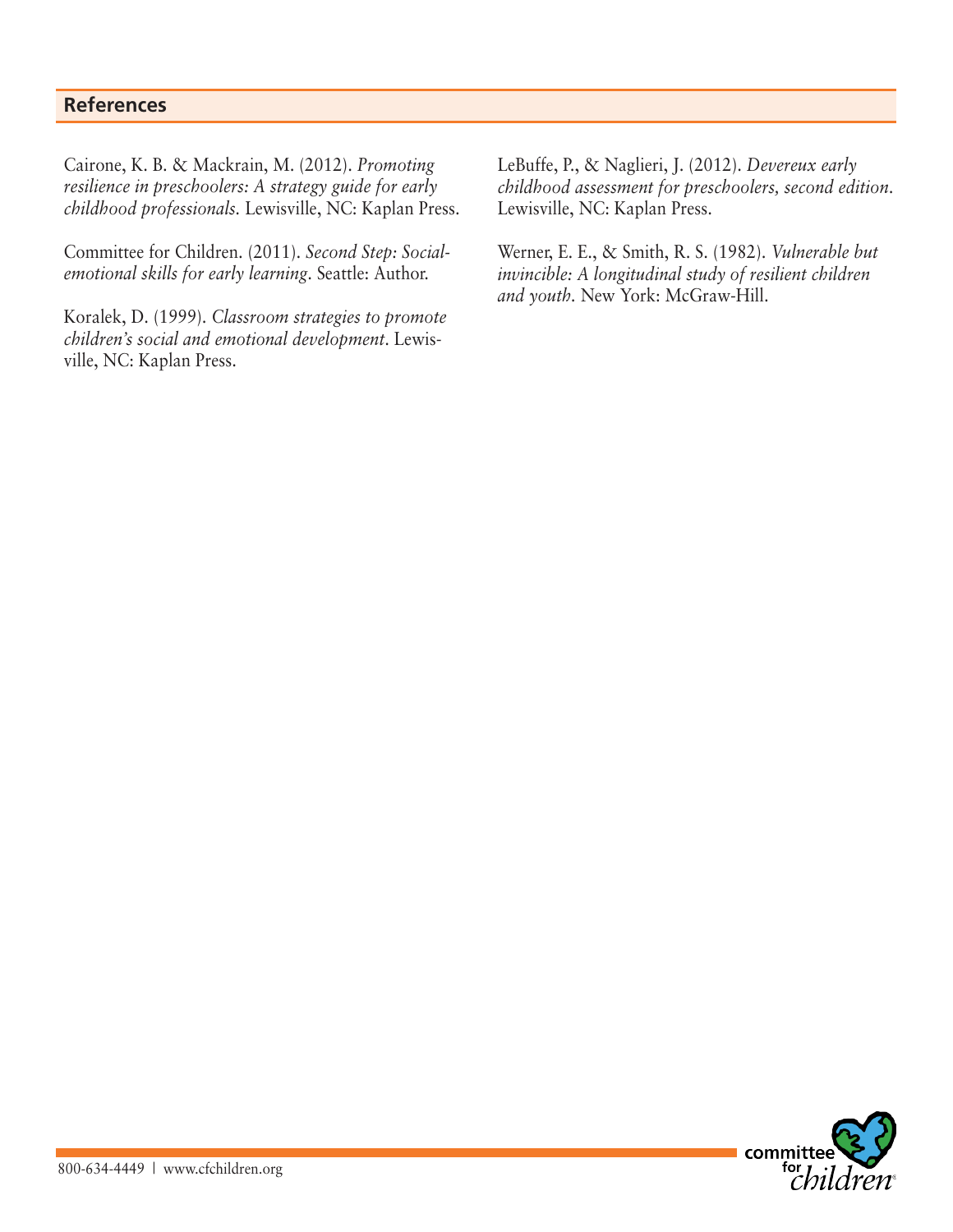## References

Cairone, K. B. & Mackrain, M. (2012). *Promoting resilience in preschoolers: A strategy guide for early childhood professionals.* Lewisville, NC: Kaplan Press.

Committee for Children. (2011). *Second Step: Social-emotional skills for early learning*. Seattle: Author.

Koralek, D. (1999). *Classroom strategies to promote children's social and emotional development*. Lewisville, NC: Kaplan Press.

LeBuffe, P., & Naglieri, J. (2012). *Devereux early childhood assessment for preschoolers, second edition*. Lewisville, NC: Kaplan Press.

Werner, E. E., & Smith, R. S. (1982). *Vulnerable but invincible: A longitudinal study of resilient children and youth*. New York: McGraw-Hill.